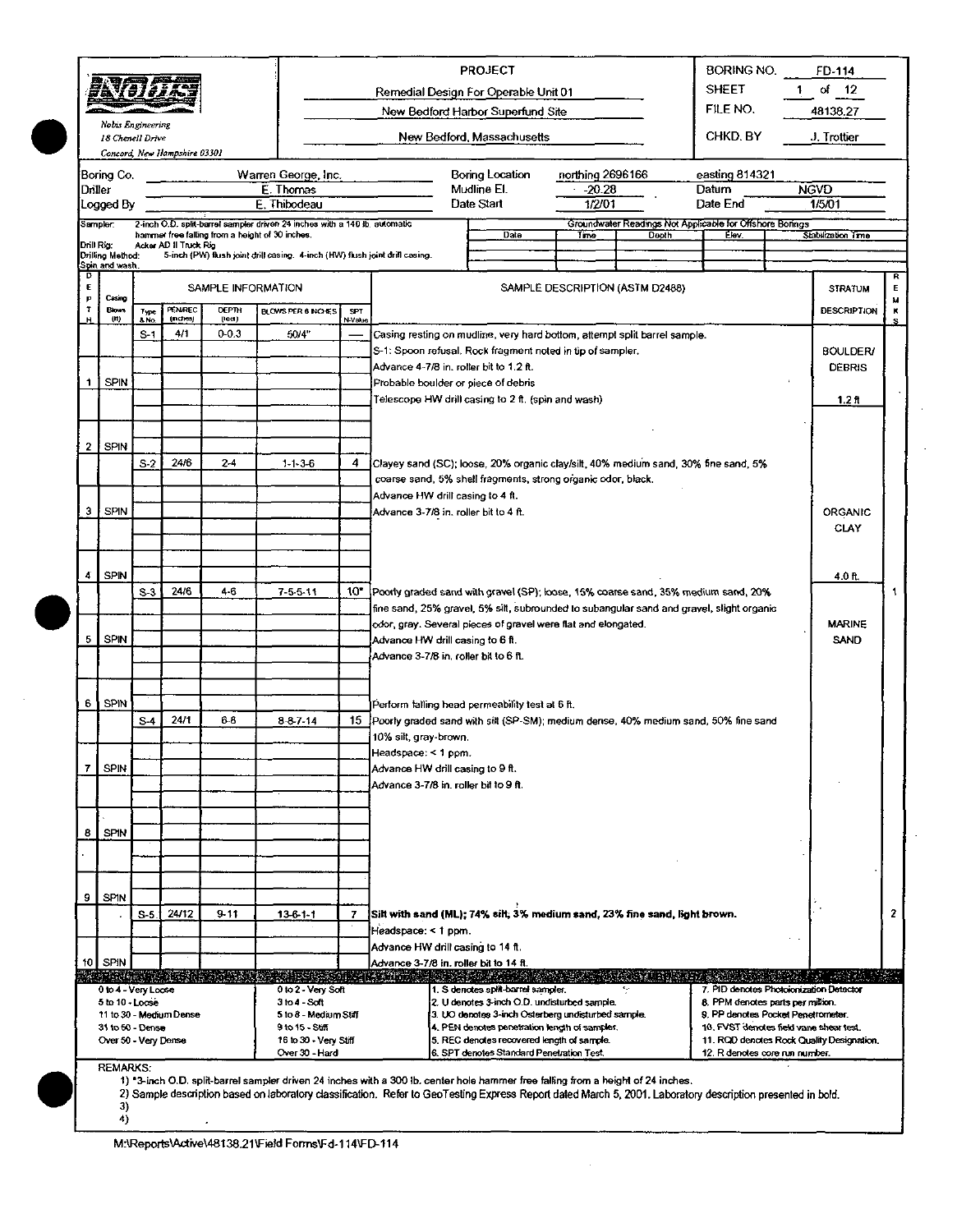**Nobis Engineering**
*18 Chenell Drive*
*Concord, New Hampshire 03301*

**PROJECT**
Remedial Design For Operable Unit 01
New Bedford Harbor Superfund Site
New Bedford, Massachusetts

BORING NO. FD-114
SHEET 1 of 12
FILE NO. 48138.27
CHKD. BY J. Trottier

| | | | |
|---|---|---|---|
| Boring Co. | Warren George, Inc. | Boring Location | northing 2696166 easting 814321 |
| Driller | E. Thomas | Mudline El. | -20.28 Datum NGVD |
| Logged By | E. Thibodeau | Date Start | 1/2/01 Date End 1/5/01 |

Sampler: 2-inch O.D. split-barrel sampler driven 24 inches with a 140 lb. automatic hammer free falling from a height of 30 inches.
Drill Rig: Acker AD II Truck Rig
Drilling Method: 5-inch (PW) flush joint drill casing. 4-inch (HW) flush joint drill casing. Spin and wash.

Groundwater Readings Not Applicable for Offshore Borings

| Date | Time | Depth | Elev. | Stabilization Time |
|---|---|---|---|---|
| | | | | |

| DEPTH | Casing Blows (ft) | Type & No. | PEN/REC (inches) | DEPTH (feet) | BLOWS PER 6 INCHES | SPT N-Value | SAMPLE DESCRIPTION (ASTM D2488) | STRATUM DESCRIPTION | REMKS |
|---|---|---|---|---|---|---|---|---|---|
| | | S-1 | 4/1 | 0-0.3 | 50/4" | — | Casing resting on mudline, very hard bottom, attempt split barrel sample. | | |
| | | | | | | | S-1: Spoon refusal. Rock fragment noted in tip of sampler. | BOULDER/ | |
| | | | | | | | Advance 4-7/8 in. roller bit to 1.2 ft. | DEBRIS | |
| 1 | SPIN | | | | | | Probable boulder or piece of debris | | |
| | | | | | | | Telescope HW drill casing to 2 ft. (spin and wash) | 1.2 ft | |
| 2 | SPIN | | | | | | | | |
| | | S-2 | 24/6 | 2-4 | 1-1-3-6 | 4 | Clayey sand (SC); loose, 20% organic clay/silt, 40% medium sand, 30% fine sand, 5% coarse sand, 5% shell fragments, strong organic odor, black. | | |
| | | | | | | | Advance HW drill casing to 4 ft. | | |
| 3 | SPIN | | | | | | Advance 3-7/8 in. roller bit to 4 ft. | ORGANIC CLAY | |
| 4 | SPIN | | | | | | | 4.0 ft. | |
| | | S-3 | 24/6 | 4-6 | 7-5-5-11 | 10* | Poorly graded sand with gravel (SP); loose, 15% coarse sand, 35% medium sand, 20% fine sand, 25% gravel, 5% silt, subrounded to subangular sand and gravel, slight organic odor, gray. Several pieces of gravel were flat and elongated. | MARINE SAND | 1 |
| 5 | SPIN | | | | | | Advance HW drill casing to 6 ft. | | |
| | | | | | | | Advance 3-7/8 in. roller bit to 6 ft. | | |
| 6 | SPIN | | | | | | Perform falling head permeability test at 6 ft. | | |
| | | S-4 | 24/1 | 6-8 | 8-8-7-14 | 15 | Poorly graded sand with silt (SP-SM); medium dense, 40% medium sand, 50% fine sand 10% silt, gray-brown. | | |
| | | | | | | | Headspace: < 1 ppm. | | |
| 7 | SPIN | | | | | | Advance HW drill casing to 9 ft. | | |
| | | | | | | | Advance 3-7/8 in. roller bit to 9 ft. | | |
| 8 | SPIN | | | | | | | | |
| 9 | SPIN | | | | | | | | |
| | | S-5 | 24/12 | 9-11 | 13-6-1-1 | 7 | **Silt with sand (ML); 74% silt, 3% medium sand, 23% fine sand, light brown.** | | 2 |
| | | | | | | | Headspace: < 1 ppm. | | |
| | | | | | | | Advance HW drill casing to 14 ft. | | |
| 10 | SPIN | | | | | | Advance 3-7/8 in. roller bit to 14 ft. | | |

| | | | |
|---|---|---|---|
| 0 to 4 - Very Loose | 0 to 2 - Very Soft | 1. S denotes split-barrel sampler. | 7. PID denotes Photoionization Detector |
| 5 to 10 - Loose | 3 to 4 - Soft | 2. U denotes 3-inch O.D. undisturbed sample. | 8. PPM denotes parts per million. |
| 11 to 30 - Medium Dense | 5 to 8 - Medium Stiff | 3. UO denotes 3-inch Osterberg undisturbed sample. | 9. PP denotes Pocket Penetrometer. |
| 31 to 50 - Dense | 9 to 15 - Stiff | 4. PEN denotes penetration length of sampler. | 10. FVST denotes field vane shear test. |
| Over 50 - Very Dense | 16 to 30 - Very Stiff | 5. REC denotes recovered length of sample. | 11. RQD denotes Rock Quality Designation. |
| | Over 30 - Hard | 6. SPT denotes Standard Penetration Test. | 12. R denotes core run number. |

REMARKS:
1) *3-inch O.D. split-barrel sampler driven 24 inches with a 300 lb. center hole hammer free falling from a height of 24 inches.
2) Sample description based on laboratory classification. Refer to GeoTesting Express Report dated March 5, 2001. Laboratory description presented in bold.
3)
4)

M:\Reports\Active\48138.21\Field Forms\Fd-114\FD-114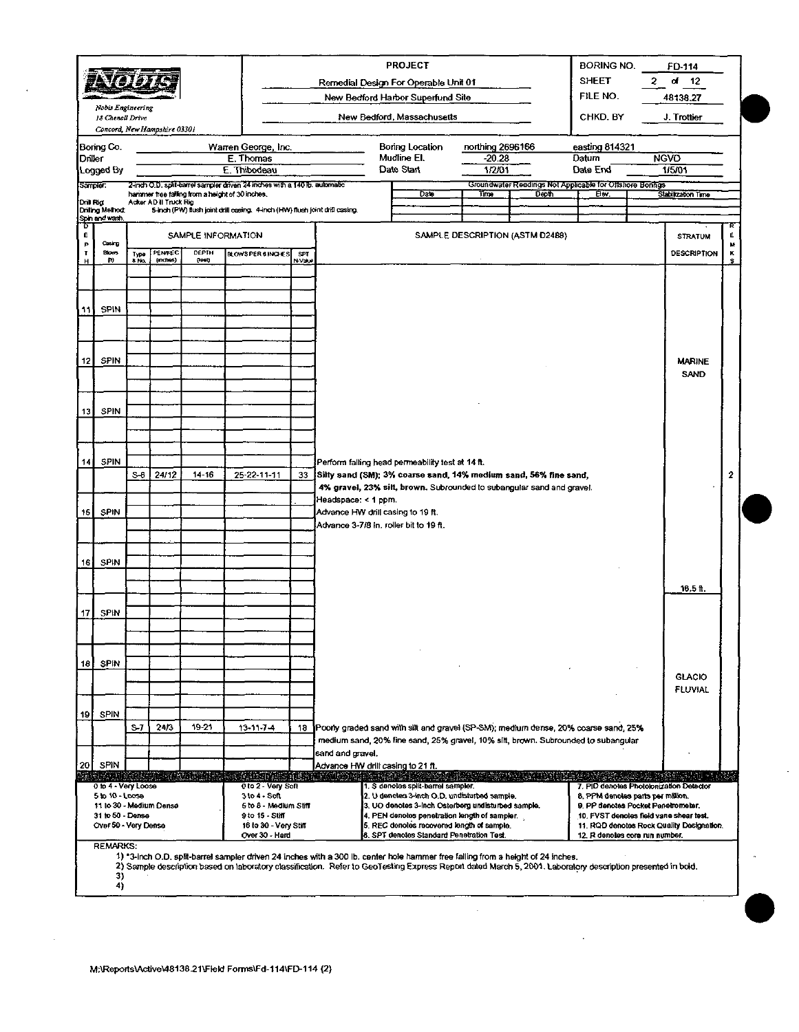**Nobis Engineering**
18 Chenell Drive
Concord, New Hampshire 03301

**PROJECT**
Remedial Design For Operable Unit 01
New Bedford Harbor Superfund Site
New Bedford, Massachusetts

| | |
|---|---|
| BORING NO. | FD-114 |
| SHEET | 2 of 12 |
| FILE NO. | 48138.27 |
| CHKD. BY | J. Trottier |

| | | | | | |
|---|---|---|---|---|---|
| Boring Co. | Warren George, Inc. | Boring Location | northing 2696166 | easting 814321 | |
| Driller | E. Thomas | Mudline El. | -20.28 | Datum | NGVD |
| Logged By | E. Thibodeau | Date Start | 1/2/01 | Date End | 1/5/01 |

Sampler: 2-inch O.D. split-barrel sampler driven 24 inches with a 140 lb. automatic hammer free falling from a height of 30 inches.
Drill Rig: Acker AD II Truck Rig
Drilling Method: Spin and wash. 5-inch (PW) flush joint drill casing. 4-inch (HW) flush joint drill casing.

Groundwater Readings Not Applicable for Offshore Borings

| Date | Time | Depth | Elev. | Stabilization Time |
|---|---|---|---|---|
| | | | | |

| DEPTH | Casing Blows (ft) | Type & No. | PEN/REC (inches) | DEPTH (feet) | BLOWS PER 6 INCHES | SPT N-Value | SAMPLE DESCRIPTION (ASTM D2488) | STRATUM DESCRIPTION | REMARKS |
|---|---|---|---|---|---|---|---|---|---|
| 11 | SPIN | | | | | | | | |
| 12 | SPIN | | | | | | | MARINE SAND | |
| 13 | SPIN | | | | | | | | |
| 14 | SPIN | | | | | | Perform falling head permeability test at 14 ft. | | |
| | | S-6 | 24/12 | 14-16 | 25-22-11-11 | 33 | **Silty sand (SM); 3% coarse sand, 14% medium sand, 56% fine sand, 4% gravel, 23% silt, brown.** Subrounded to subangular sand and gravel. Headspace: < 1 ppm. | | 2 |
| 15 | SPIN | | | | | | Advance HW drill casing to 19 ft. Advance 3-7/8 in. roller bit to 19 ft. | | |
| 16 | SPIN | | | | | | | 16.5 ft. | |
| 17 | SPIN | | | | | | | | |
| 18 | SPIN | | | | | | | GLACIO FLUVIAL | |
| 19 | SPIN | | | | | | | | |
| | | S-7 | 24/3 | 19-21 | 13-11-7-4 | 18 | Poorly graded sand with silt and gravel (SP-SM); medium dense, 20% coarse sand, 25% medium sand, 20% fine sand, 25% gravel, 10% silt, brown. Subrounded to subangular sand and gravel. | | |
| 20 | SPIN | | | | | | Advance HW drill casing to 21 ft. | | |

| | | | |
|---|---|---|---|
| 0 to 4 - Very Loose | 0 to 2 - Very Soft | 1. S denotes split-barrel sampler. | 7. PID denotes Photoionization Detector |
| 5 to 10 - Loose | 3 to 4 - Soft | 2. U denotes 3-inch O.D. undisturbed sample. | 8. PPM denotes parts per million. |
| 11 to 30 - Medium Dense | 5 to 8 - Medium Stiff | 3. UO denotes 3-inch Osterberg undisturbed sample. | 9. PP denotes Pocket Penetrometer. |
| 31 to 50 - Dense | 9 to 15 - Stiff | 4. PEN denotes penetration length of sampler. | 10. FVST denotes field vane shear test. |
| Over 50 - Very Dense | 16 to 30 - Very Stiff | 5. REC denotes recovered length of sample. | 11. RQD denotes Rock Quality Designation. |
| | Over 30 - Hard | 6. SPT denotes Standard Penetration Test. | 12. R denotes core run number. |

REMARKS:
1) *3-inch O.D. split-barrel sampler driven 24 inches with a 300 lb. center hole hammer free falling from a height of 24 inches.
2) Sample description based on laboratory classification. Refer to GeoTesting Express Report dated March 5, 2001. Laboratory description presented in bold.
3)
4)

M:\Reports\Active\48138.21\Field Forms\Fd-114\FD-114 (2)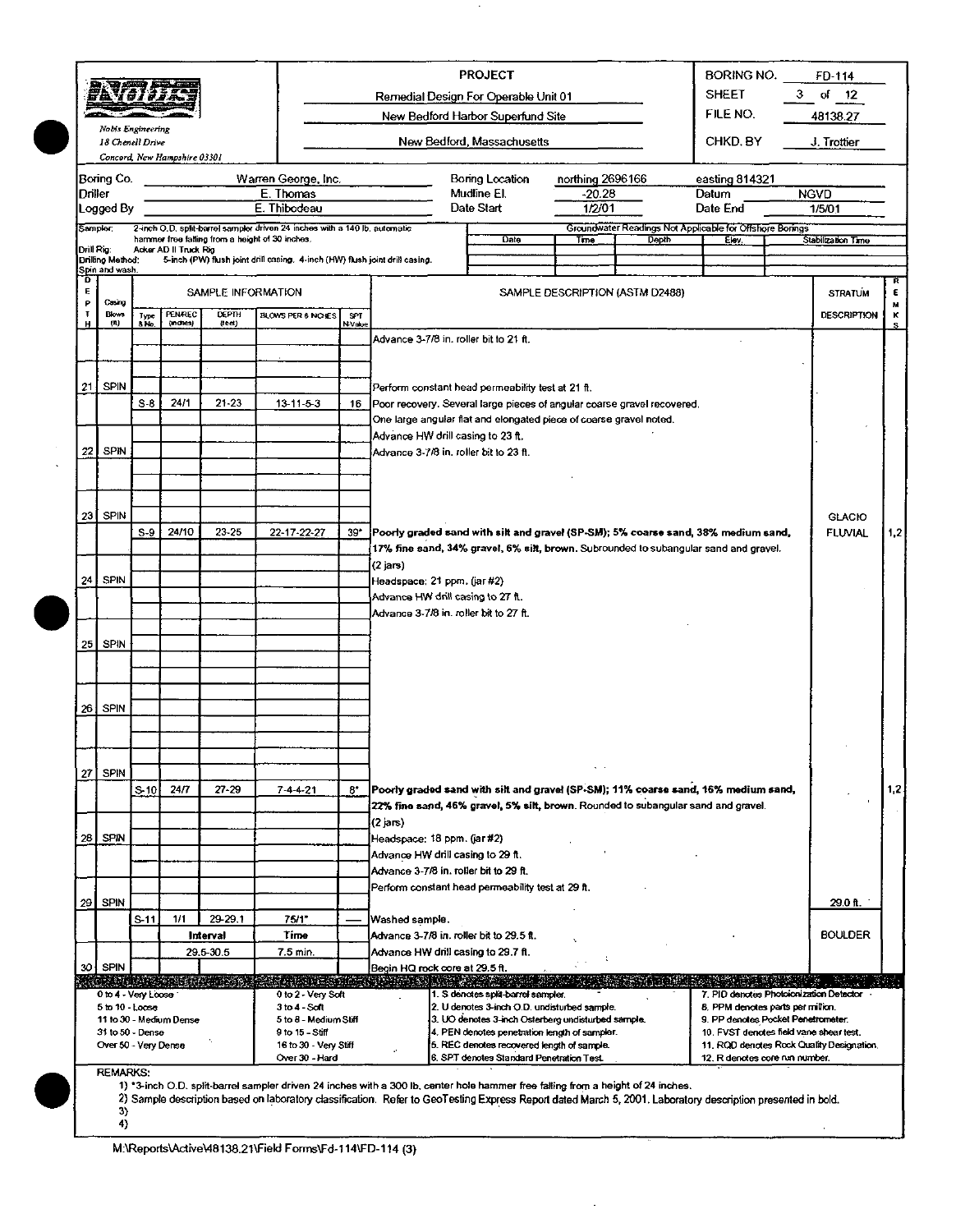**Nobis Engineering**
*18 Chenell Drive*
*Concord, New Hampshire 03301*

| PROJECT | | |
|---|---|---|
| Remedial Design For Operable Unit 01 | BORING NO. | FD-114 |
| New Bedford Harbor Superfund Site | SHEET | 3 of 12 |
| New Bedford, Massachusetts | FILE NO. | 48138.27 |
| | CHKD. BY | J. Trottier |

| | | | | | |
|---|---|---|---|---|---|
| Boring Co. | Warren George, Inc. | Boring Location | northing 2696166 | easting 814321 | |
| Driller | E. Thomas | Mudline El. | -20.28 | Datum | NGVD |
| Logged By | E. Thibodeau | Date Start | 1/2/01 | Date End | 1/5/01 |

Sampler: 2-inch O.D. split-barrel sampler driven 24 inches with a 140 lb. automatic hammer free falling from a height of 30 inches.
Drill Rig: Acker AD II Truck Rig
Drilling Method: 5-inch (PW) flush joint drill casing, 4-inch (HW) flush joint drill casing. Spin and wash.

Groundwater Readings Not Applicable for Offshore Borings

| Date | Time | Depth | Elev. | Stabilization Time |
|---|---|---|---|---|
| | | | | |

| DEPTH | Casing Blows (ft) | Type & No. | PEN/REC (inches) | DEPTH (feet) | BLOWS PER 6 INCHES | SPT N-Value | SAMPLE DESCRIPTION (ASTM D2488) | STRATUM DESCRIPTION | REMARKS |
|---|---|---|---|---|---|---|---|---|---|
| | | | | | | | Advance 3-7/8 in. roller bit to 21 ft. | | |
| 21 | SPIN | | | | | | Perform constant head permeability test at 21 ft. | | |
| | | S-8 | 24/1 | 21-23 | 13-11-5-3 | 16 | Poor recovery. Several large pieces of angular coarse gravel recovered. One large angular flat and elongated piece of coarse gravel noted. Advance HW drill casing to 23 ft. | | |
| 22 | SPIN | | | | | | Advance 3-7/8 in. roller bit to 23 ft. | | |
| 23 | SPIN | | | | | | | GLACIO | |
| | | S-9 | 24/10 | 23-25 | 22-17-22-27 | 39* | **Poorly graded sand with silt and gravel (SP-SM); 5% coarse sand, 38% medium sand, 17% fine sand, 34% gravel, 6% silt, brown.** Subrounded to subangular sand and gravel. (2 jars) | FLUVIAL | 1,2 |
| 24 | SPIN | | | | | | Headspace: 21 ppm. (jar #2) Advance HW drill casing to 27 ft. Advance 3-7/8 in. roller bit to 27 ft. | | |
| 25 | SPIN | | | | | | | | |
| 26 | SPIN | | | | | | | | |
| 27 | SPIN | | | | | | | | |
| | | S-10 | 24/7 | 27-29 | 7-4-4-21 | 8* | **Poorly graded sand with silt and gravel (SP-SM); 11% coarse sand, 16% medium sand, 22% fine sand, 46% gravel, 5% silt, brown.** Rounded to subangular sand and gravel. (2 jars) | | 1,2 |
| 28 | SPIN | | | | | | Headspace: 18 ppm. (jar #2) Advance HW drill casing to 29 ft. Advance 3-7/8 in. roller bit to 29 ft. Perform constant head permeability test at 29 ft. | | |
| 29 | SPIN | | | | | | | 29.0 ft. | |
| | | S-11 | 1/1 | 29-29.1 | 75/1" | — | Washed sample. | | |
| | | | | Interval | Time | | Advance 3-7/8 in. roller bit to 29.5 ft. | BOULDER | |
| | | | | 29.5-30.5 | 7.5 min. | | Advance HW drill casing to 29.7 ft. | | |
| 30 | SPIN | | | | | | Begin HQ rock core at 29.5 ft. | | |

| | | | |
|---|---|---|---|
| 0 to 4 - Very Loose | 0 to 2 - Very Soft | 1. S denotes split-barrel sampler. | 7. PID denotes Photoionization Detector. |
| 5 to 10 - Loose | 3 to 4 - Soft | 2. U denotes 3-inch O.D. undisturbed sample. | 8. PPM denotes parts per million. |
| 11 to 30 - Medium Dense | 5 to 8 - Medium Stiff | 3. UO denotes 3-inch Osterberg undisturbed sample. | 9. PP denotes Pocket Penetrometer. |
| 31 to 50 - Dense | 9 to 15 - Stiff | 4. PEN denotes penetration length of sampler. | 10. FVST denotes field vane shear test. |
| Over 50 - Very Dense | 16 to 30 - Very Stiff | 5. REC denotes recovered length of sample. | 11. RQD denotes Rock Quality Designation. |
| | Over 30 - Hard | 6. SPT denotes Standard Penetration Test. | 12. R denotes core run number. |

REMARKS:
1) *3-inch O.D. split-barrel sampler driven 24 inches with a 300 lb. center hole hammer free falling from a height of 24 inches.
2) Sample description based on laboratory classification. Refer to GeoTesting Express Report dated March 5, 2001. Laboratory description presented in bold.
3)
4)

M:\Reports\Active\48138.21\Field Forms\Fd-114\FD-114 (3)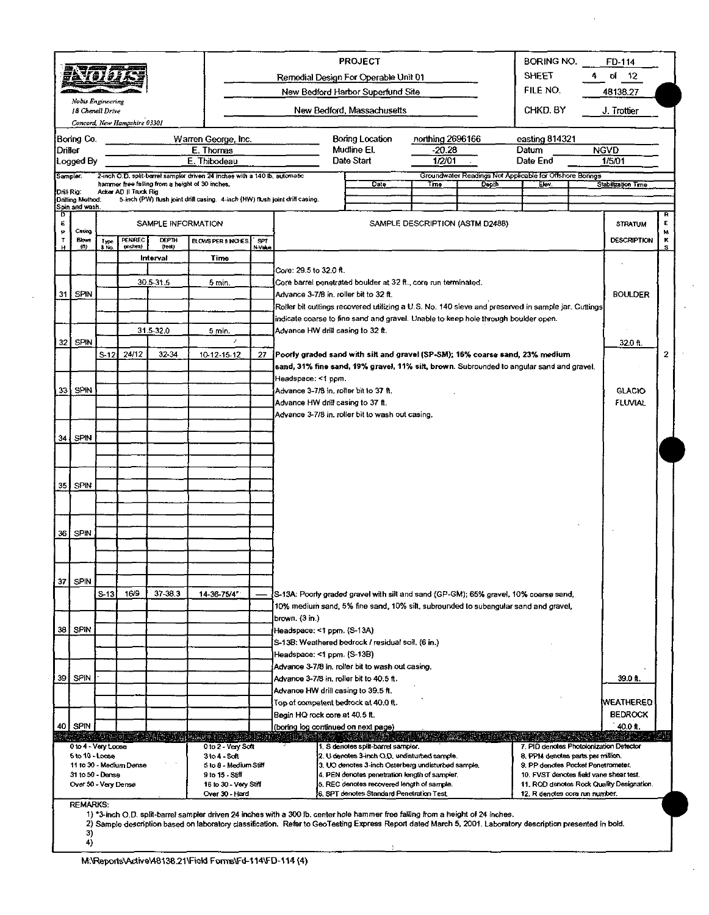**Nobis Engineering**
*18 Chenell Drive*
*Concord, New Hampshire 03301*

**PROJECT**
Remedial Design For Operable Unit 01
New Bedford Harbor Superfund Site
New Bedford, Massachusetts

| | |
|---|---|
| BORING NO. | FD-114 |
| SHEET | 4 of 12 |
| FILE NO. | 48138.27 |
| CHKD. BY | J. Trottier |

| | | | | | |
|---|---|---|---|---|---|
| Boring Co. | Warren George, Inc. | Boring Location | northing 2696166 | easting 814321 | |
| Driller | E. Thomas | Mudline El. | -20.28 | Datum | NGVD |
| Logged By | E. Thibodeau | Date Start | 1/2/01 | Date End | 1/5/01 |

Sampler: 2-inch O.D. split-barrel sampler driven 24 inches with a 140 lb. automatic hammer free falling from a height of 30 inches.
Drill Rig: Acker AD II Truck Rig
Drilling Method: Spin and wash. 5-inch (PW) flush joint drill casing. 4-inch (HW) flush joint drill casing.

Groundwater Readings Not Applicable for Offshore Borings

| Date | Time | Depth | Elev. | Stabilization Time |
|---|---|---|---|---|
| | | | | |

| DEPTH | Casing Blows (ft) | Type & No. | PEN/REC (inches) | DEPTH (feet) | BLOWS PER 6 INCHES | SPT N-Value | SAMPLE DESCRIPTION (ASTM D2488) | STRATUM DESCRIPTION | REMKS |
|---|---|---|---|---|---|---|---|---|---|
| | | | Interval | | Time | | | | |
| | | | | | | | Core: 29.5 to 32.0 ft. | | |
| | | | 30.5-31.5 | | 5 min. | | Core barrel penetrated boulder at 32 ft., core run terminated. | | |
| 31 | SPIN | | | | | | Advance 3-7/8 in. roller bit to 32 ft. | BOULDER | |
| | | | | | | | Roller bit cuttings recovered utilizing a U.S. No. 140 sieve and preserved in sample jar. Cuttings indicate coarse to fine sand and gravel. Unable to keep hole through boulder open. | | |
| | | | 31.5-32.0 | | 5 min. | | Advance HW drill casing to 32 ft. | | |
| 32 | SPIN | | | | | | | 32.0 ft. | |
| | | S-12 | 24/12 | 32-34 | 10-12-15-12 | 27 | **Poorly graded sand with silt and gravel (SP-SM); 16% coarse sand, 23% medium sand, 31% fine sand, 19% gravel, 11% silt, brown.** Subrounded to angular sand and gravel. | | 2 |
| | | | | | | | Headspace: <1 ppm. | | |
| 33 | SPIN | | | | | | Advance 3-7/8 in. roller bit to 37 ft. | GLACIO | |
| | | | | | | | Advance HW drill casing to 37 ft. | FLUVIAL | |
| | | | | | | | Advance 3-7/8 in. roller bit to wash out casing. | | |
| 34 | SPIN | | | | | | | | |
| 35 | SPIN | | | | | | | | |
| 36 | SPIN | | | | | | | | |
| 37 | SPIN | | | | | | | | |
| | | S-13 | 16/9 | 37-38.3 | 14-36-75/4" | — | S-13A: Poorly graded gravel with silt and sand (GP-GM); 65% gravel, 10% coarse sand, 10% medium sand, 5% fine sand, 10% silt, subrounded to subangular sand and gravel, brown. (3 in.) | | |
| 38 | SPIN | | | | | | Headspace: <1 ppm. (S-13A) | | |
| | | | | | | | S-13B: Weathered bedrock / residual soil. (6 in.) | | |
| | | | | | | | Headspace: <1 ppm. (S-13B) | | |
| | | | | | | | Advance 3-7/8 in. roller bit to wash out casing. | | |
| 39 | SPIN | | | | | | Advance 3-7/8 in. roller bit to 40.5 ft. | 39.0 ft. | |
| | | | | | | | Advance HW drill casing to 39.5 ft. | | |
| | | | | | | | Top of competent bedrock at 40.0 ft. | WEATHERED | |
| | | | | | | | Begin HQ rock core at 40.5 ft. | BEDROCK | |
| 40 | SPIN | | | | | | (boring log continued on next page) | 40.0 ft. | |

| | | | |
|---|---|---|---|
| 0 to 4 - Very Loose | 0 to 2 - Very Soft | 1. S denotes split-barrel sampler. | 7. PID denotes Photoionization Detector |
| 5 to 10 - Loose | 3 to 4 - Soft | 2. U denotes 3-inch O.D. undisturbed sample. | 8. PPM denotes parts per million. |
| 11 to 30 - Medium Dense | 5 to 8 - Medium Stiff | 3. UO denotes 3-inch Osterberg undisturbed sample. | 9. PP denotes Pocket Penetrometer. |
| 31 to 50 - Dense | 9 to 15 - Stiff | 4. PEN denotes penetration length of sampler. | 10. FVST denotes field vane shear test. |
| Over 50 - Very Dense | 16 to 30 - Very Stiff | 5. REC denotes recovered length of sample. | 11. RQD denotes Rock Quality Designation. |
| | Over 30 - Hard | 6. SPT denotes Standard Penetration Test. | 12. R denotes core run number. |

REMARKS:
1) *3-inch O.D. split-barrel sampler driven 24 inches with a 300 lb. center hole hammer free falling from a height of 24 inches.
2) Sample description based on laboratory classification. Refer to GeoTesting Express Report dated March 5, 2001. Laboratory description presented in bold.
3)
4)

M:\Reports\Active\48138.21\Field Forms\Fd-114\FD-114 (4)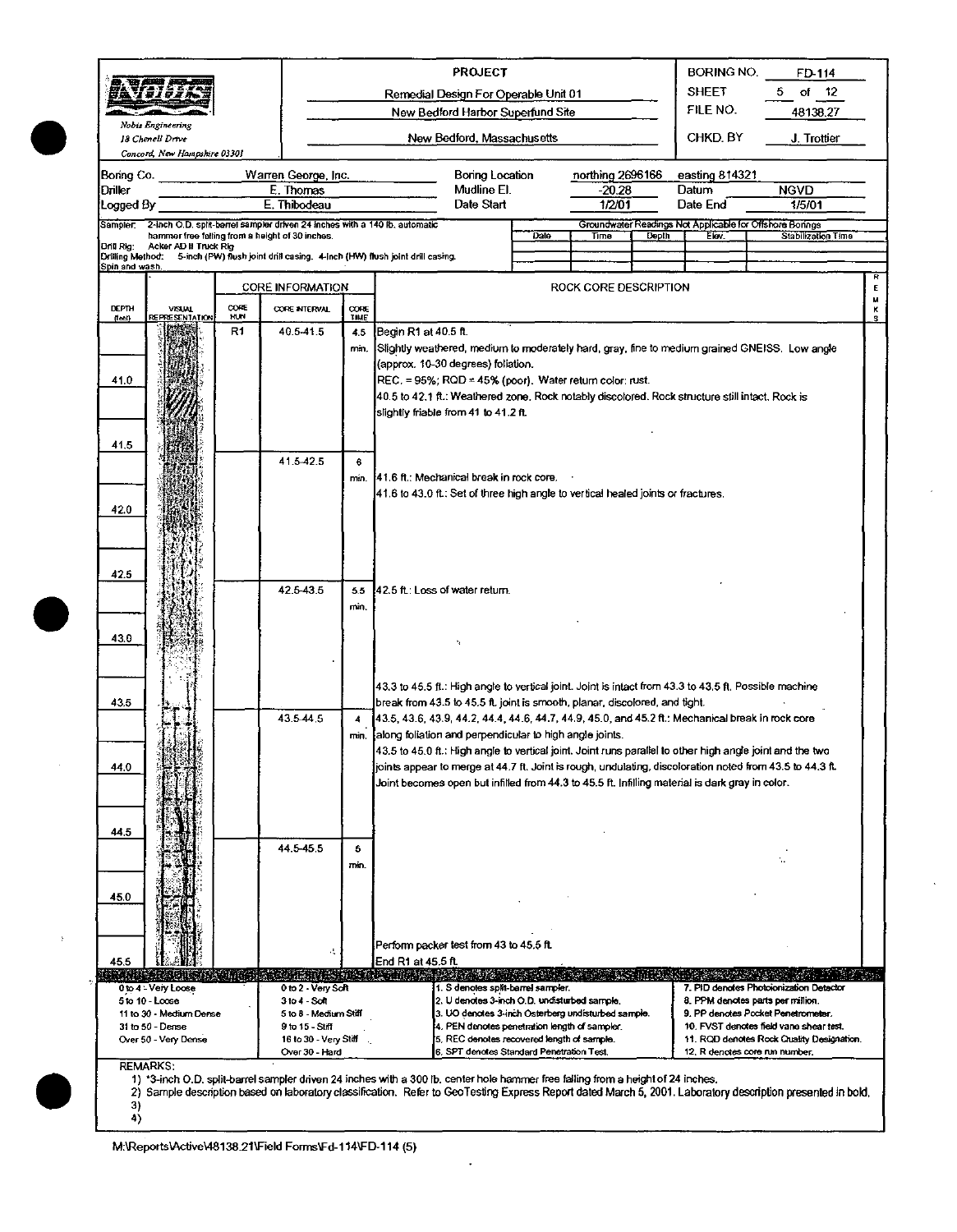Nobis Engineering
18 Chenell Drive
Concord, New Hampshire 03301

| PROJECT | | |
|---|---|---|
| Remedial Design For Operable Unit 01 | BORING NO. | FD-114 |
| New Bedford Harbor Superfund Site | SHEET | 5 of 12 |
| New Bedford, Massachusetts | FILE NO. | 48138.27 |
| | CHKD. BY | J. Trottier |

| | | | | | |
|---|---|---|---|---|---|
| Boring Co. | Warren George, Inc. | Boring Location | northing 2696166 | easting 814321 | |
| Driller | E. Thomas | Mudline El. | -20.28 | Datum | NGVD |
| Logged By | E. Thibodeau | Date Start | 1/2/01 | Date End | 1/5/01 |

Sampler: 2-inch O.D. split-barrel sampler driven 24 inches with a 140 lb. automatic hammer free falling from a height of 30 inches.
Drill Rig: Acker AD II Truck Rig
Drilling Method: 5-inch (PW) flush joint drill casing. 4-inch (HW) flush joint drill casing. Spin and wash.

Groundwater Readings Not Applicable for Offshore Borings

| Date | Time | Depth | Elev. | Stabilization Time |
|---|---|---|---|---|
| | | | | |

| DEPTH (feet) | VISUAL REPRESENTATION | CORE RUN | CORE INTERVAL | CORE TIME | ROCK CORE DESCRIPTION | REMKS |
|---|---|---|---|---|---|---|
| | | R1 | 40.5-41.5 | 4.5 min. | Begin R1 at 40.5 ft. Slightly weathered, medium to moderately hard, gray, fine to medium grained GNEISS. Low angle (approx. 10-30 degrees) foliation. REC. = 95%; RQD = 45% (poor). Water return color: rust. 40.5 to 42.1 ft.: Weathered zone. Rock notably discolored. Rock structure still intact. Rock is slightly friable from 41 to 41.2 ft. | |
| 41.0 | | | | | | |
| 41.5 | | | 41.5-42.5 | 6 min. | 41.6 ft.: Mechanical break in rock core. 41.6 to 43.0 ft.: Set of three high angle to vertical healed joints or fractures. | |
| 42.0 | | | | | | |
| 42.5 | | | 42.5-43.5 | 5.5 min. | 42.5 ft.: Loss of water return. | |
| 43.0 | | | | | 43.3 to 45.5 ft.: High angle to vertical joint. Joint is intact from 43.3 to 43.5 ft. Possible machine break from 43.5 to 45.5 ft. joint is smooth, planar, discolored, and tight. | |
| 43.5 | | | 43.5-44.5 | 4 min. | 43.5, 43.6, 43.9, 44.2, 44.4, 44.6, 44.7, 44.9, 45.0, and 45.2 ft.: Mechanical break in rock core along foliation and perpendicular to high angle joints. 43.5 to 45.0 ft.: High angle to vertical joint. Joint runs parallel to other high angle joint and the two joints appear to merge at 44.7 ft. Joint is rough, undulating, discoloration noted from 43.5 to 44.3 ft. Joint becomes open but infilled from 44.3 to 45.5 ft. Infilling material is dark gray in color. | |
| 44.0 | | | | | | |
| 44.5 | | | 44.5-45.5 | 6 min. | | |
| 45.0 | | | | | Perform packer test from 43 to 45.5 ft. | |
| 45.5 | | | | | End R1 at 45.5 ft. | |

| | | | |
|---|---|---|---|
| 0 to 4 - Very Loose | 0 to 2 - Very Soft | 1. S denotes split-barrel sampler. | 7. PID denotes Photoionization Detector |
| 5 to 10 - Loose | 3 to 4 - Soft | 2. U denotes 3-inch O.D. undisturbed sample. | 8. PPM denotes parts per million. |
| 11 to 30 - Medium Dense | 5 to 8 - Medium Stiff | 3. UO denotes 3-inch Osterberg undisturbed sample. | 9. PP denotes Pocket Penetrometer. |
| 31 to 50 - Dense | 9 to 15 - Stiff | 4. PEN denotes penetration length of sampler. | 10. FVST denotes field vane shear test. |
| Over 50 - Very Dense | 16 to 30 - Very Stiff | 5. REC denotes recovered length of sample. | 11. RQD denotes Rock Quality Designation. |
| | Over 30 - Hard | 6. SPT denotes Standard Penetration Test. | 12. R denotes core run number. |

REMARKS:
1) *3-inch O.D. split-barrel sampler driven 24 inches with a 300 lb. center hole hammer free falling from a height of 24 inches.
2) Sample description based on laboratory classification. Refer to GeoTesting Express Report dated March 5, 2001. Laboratory description presented in bold.
3)
4)

M:\Reports\Active\48138.21\Field Forms\Fd-114\FD-114 (5)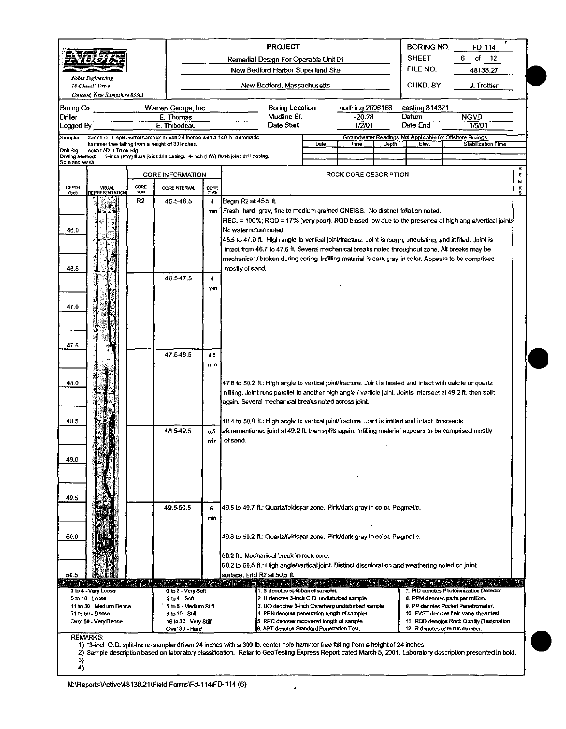**Nobis Engineering**
18 Chenell Drive
Concord, New Hampshire 03301

| PROJECT | |
|---|---|
| Remedial Design For Operable Unit 01 | BORING NO. FD-114 |
| New Bedford Harbor Superfund Site | FILE NO. 48138.27 |
| New Bedford, Massachusetts | CHKD. BY J. Trottier |

| | | | | | |
|---|---|---|---|---|---|
| Boring Co. | Warren George, Inc. | Boring Location | northing 2696166 | easting 814321 | |
| Driller | E. Thomas | Mudline El. | -20.28 | Datum | NGVD |
| Logged By | E. Thibodeau | Date Start | 1/2/01 | Date End | 1/5/01 |

Sampler: 2-inch O.D. split-barrel sampler driven 24 inches with a 140 lb. automatic hammer free falling from a height of 30 inches.
Drill Rig: Acker AD II Truck Rig
Drilling Method: 5-inch (PW) flush joint drill casing. 4-inch (HW) flush joint drill casing. Spin and wash.

Groundwater Readings Not Applicable for Offshore Borings

| Date | Time | Depth | Elev. | Stabilization Time |
|---|---|---|---|---|
| | | | | |

| DEPTH (feet) | CORE RUN | CORE INTERVAL | CORE TIME | ROCK CORE DESCRIPTION |
|---|---|---|---|---|
| | R2 | 45.5-46.5 | 4 min | Begin R2 at 45.5 ft.<br>Fresh, hard, gray, fine to medium grained GNEISS. No distinct foliation noted.<br>REC. = 100%; RQD = 17% (very poor). RQD biased low due to the presence of high angle/vertical joints<br>No water return noted.<br>45.5 to 47.6 ft.: High angle to vertical joint/fracture. Joint is rough, undulating, and infilled. Joint is intact from 46.7 to 47.6 ft. Several mechanical breaks noted throughout zone. All breaks may be mechanical / broken during coring. Infilling material is dark gray in color. Appears to be comprised mostly of sand. |
| 46.0 | | | | |
| 46.5 | | 46.5-47.5 | 4 min | |
| 47.0 | | | | |
| 47.5 | | 47.5-48.5 | 4.5 min | |
| 48.0 | | | | 47.8 to 50.2 ft.: High angle to vertical joint/fracture. Joint is healed and intact with calcite or quartz infilling. Joint runs parallel to another high angle / verticle joint. Joints intersect at 49.2 ft. then split again. Several mechanical breaks noted across joint.<br>48.4 to 50.0 ft.: High angle to vertical joint/fracture. Joint is infilled and intact. Intersects aforementioned joint at 49.2 ft. then splits again. Infilling material appears to be comprised mostly of sand. |
| 48.5 | | 48.5-49.5 | 5.5 min | |
| 49.0 | | | | |
| 49.5 | | 49.5-50.5 | 6 min | 49.5 to 49.7 ft.: Quartz/feldspar zone. Pink/dark gray in color. Pegmatic.<br>49.8 to 50.2 ft.: Quartz/feldspar zone. Pink/dark gray in color. Pegmatic.<br>50.2 ft.: Mechanical break in rock core.<br>50.2 to 50.5 ft.: High angle/vertical joint. Distinct discoloration and weathering noted on joint surface. End R2 at 50.5 ft. |
| 50.0 | | | | |
| 50.5 | | | | |

| | | | |
|---|---|---|---|
| 0 to 4 - Very Loose | 0 to 2 - Very Soft | 1. S denotes split-barrel sampler. | 7. PID denotes Photoionization Detector |
| 5 to 10 - Loose | 3 to 4 - Soft | 2. U denotes 3-inch O.D. undisturbed sample. | 8. PPM denotes parts per million. |
| 11 to 30 - Medium Dense | 5 to 8 - Medium Stiff | 3. UO denotes 3-inch Osterberg undisturbed sample. | 9. PP denotes Pocket Penetrometer. |
| 31 to 50 - Dense | 9 to 15 - Stiff | 4. PEN denotes penetration length of sampler. | 10. FVST denotes field vane shear test. |
| Over 50 - Very Dense | 16 to 30 - Very Stiff | 5. REC denotes recovered length of sample. | 11. RQD denotes Rock Quality Designation. |
| | Over 30 - Hard | 6. SPT denotes Standard Penetration Test. | 12. R denotes core run number. |

REMARKS:
1) *3-inch O.D. split-barrel sampler driven 24 inches with a 300 lb. center hole hammer free falling from a height of 24 inches.
2) Sample description based on laboratory classification. Refer to GeoTesting Express Report dated March 5, 2001. Laboratory description presented in bold.
3)
4)

M:\Reports\Active\48138.21\Field Forms\Fd-114\FD-114 (6)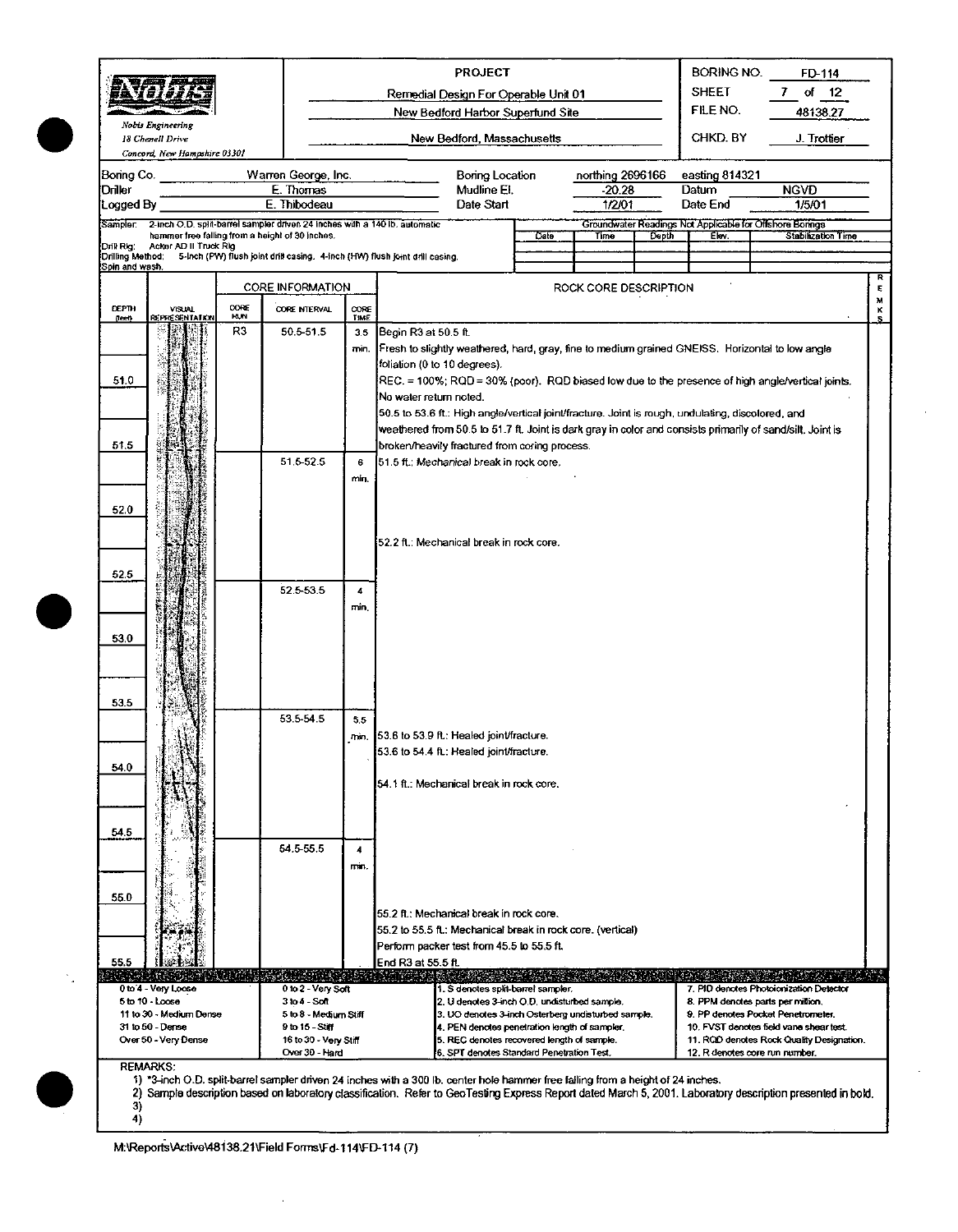**Nobis Engineering**
18 Chenell Drive
Concord, New Hampshire 03301

**PROJECT**
Remedial Design For Operable Unit 01
New Bedford Harbor Superfund Site
New Bedford, Massachusetts

| | |
|---|---|
| BORING NO. | FD-114 |
| SHEET | 7 of 12 |
| FILE NO. | 48138.27 |
| CHKD. BY | J. Trottier |

| | | | | | |
|---|---|---|---|---|---|
| Boring Co. | Warren George, Inc. | Boring Location | northing 2696166 | easting 814321 | |
| Driller | E. Thomas | Mudline El. | -20.28 | Datum | NGVD |
| Logged By | E. Thibodeau | Date Start | 1/2/01 | Date End | 1/5/01 |

Sampler: 2-inch O.D. split-barrel sampler driven 24 inches with a 140 lb. automatic hammer free falling from a height of 30 inches.
Drill Rig: Acker AD II Truck Rig
Drilling Method: 5-inch (PW) flush joint drill casing. 4-inch (HW) flush joint drill casing. Spin and wash.

Groundwater Readings Not Applicable for Offshore Borings

| Date | Time | Depth | Elev. | Stabilization Time |
|---|---|---|---|---|
| | | | | |

| DEPTH (feet) | VISUAL REPRESENTATION | CORE RUN | CORE INTERVAL | CORE TIME | ROCK CORE DESCRIPTION | REMARKS |
|---|---|---|---|---|---|---|
| | | R3 | 50.5-51.5 | 3.5 min. | Begin R3 at 50.5 ft. Fresh to slightly weathered, hard, gray, fine to medium grained GNEISS. Horizontal to low angle foliation (0 to 10 degrees). | |
| 51.0 | | | | | REC. = 100%; RQD = 30% (poor). RQD biased low due to the presence of high angle/vertical joints. No water return noted. 50.5 to 53.6 ft.: High angle/vertical joint/fracture. Joint is rough, undulating, discolored, and weathered from 50.5 to 51.7 ft. Joint is dark gray in color and consists primarily of sand/silt. Joint is broken/heavily fractured from coring process. | |
| 51.5 | | | 51.5-52.5 | 6 min. | 51.5 ft.: *Mechanical break in rock core.* | |
| 52.0 | | | | | 52.2 ft.: Mechanical break in rock core. | |
| 52.5 | | | 52.5-53.5 | 4 min. | | |
| 53.0 | | | | | | |
| 53.5 | | | 53.5-54.5 | 5.5 min. | 53.6 to 53.9 ft.: Healed joint/fracture. 53.6 to 54.4 ft.: Healed joint/fracture. | |
| 54.0 | | | | | 54.1 ft.: Mechanical break in rock core. | |
| 54.5 | | | 54.5-55.5 | 4 min. | | |
| 55.0 | | | | | 55.2 ft.: Mechanical break in rock core. 55.2 to 55.5 ft.: Mechanical break in rock core. (vertical) Perform packer test from 45.5 to 55.5 ft. | |
| 55.5 | | | | | End R3 at 55.5 ft. | |

| | | | |
|---|---|---|---|
| 0 to 4 - Very Loose | 0 to 2 - Very Soft | 1. S denotes split-barrel sampler. | 7. PID denotes Photoionization Detector |
| 5 to 10 - Loose | 3 to 4 - Soft | 2. U denotes 3-inch O.D. undisturbed sample. | 8. PPM denotes parts per million. |
| 11 to 30 - Medium Dense | 5 to 8 - Medium Stiff | 3. UO denotes 3-inch Osterberg undisturbed sample. | 9. PP denotes Pocket Penetrometer. |
| 31 to 50 - Dense | 9 to 15 - Stiff | 4. PEN denotes penetration length of sampler. | 10. FVST denotes field vane shear test. |
| Over 50 - Very Dense | 16 to 30 - Very Stiff | 5. REC denotes recovered length of sample. | 11. RQD denotes Rock Quality Designation. |
| | Over 30 - Hard | 6. SPT denotes Standard Penetration Test. | 12. R denotes core run number. |

REMARKS:
1) *3-inch O.D. split-barrel sampler driven 24 inches with a 300 lb. center hole hammer free falling from a height of 24 inches.
2) Sample description based on laboratory classification. Refer to GeoTesting Express Report dated March 5, 2001. Laboratory description presented in bold.
3)
4)

M:\Reports\Active\48138.21\Field Forms\Fd-114\FD-114 (7)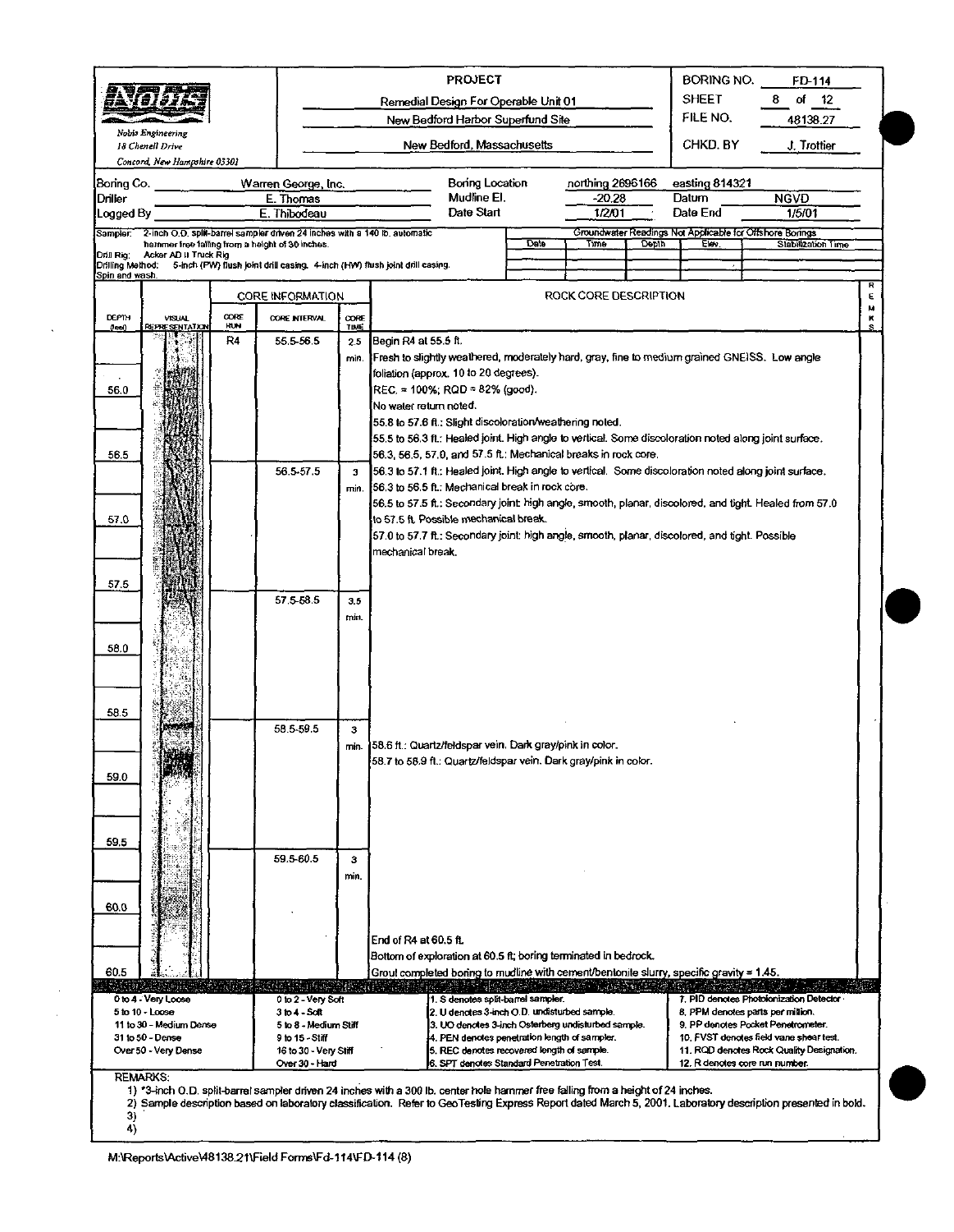**Nobis Engineering**
*18 Chenell Drive*
*Concord, New Hampshire 03301*

| PROJECT | |
|---|---|
| Remedial Design For Operable Unit 01 | |
| New Bedford Harbor Superfund Site | |
| New Bedford, Massachusetts | |

| | |
|---|---|
| BORING NO. | FD-114 |
| SHEET | 8 of 12 |
| FILE NO. | 48138.27 |
| CHKD. BY | J. Trottier |

| | | | | | |
|---|---|---|---|---|---|
| Boring Co. | Warren George, Inc. | Boring Location | northing 2696166 | easting 814321 | |
| Driller | E. Thomas | Mudline El. | -20.28 | Datum | NGVD |
| Logged By | E. Thibodeau | Date Start | 1/2/01 | Date End | 1/5/01 |

Sampler: 2-inch O.D. split-barrel sampler driven 24 inches with a 140 lb. automatic hammer free falling from a height of 30 inches.
Drill Rig: Acker AD II Truck Rig
Drilling Method: 5-inch (PW) flush joint drill casing. 4-inch (HW) flush joint drill casing. Spin and wash.

Groundwater Readings Not Applicable for Offshore Borings

| Date | Time | Depth | Elev. | Stabilization Time |
|---|---|---|---|---|
| | | | | |

| DEPTH (feet) | VISUAL REPRESENTATION | CORE RUN | CORE INTERVAL | CORE TIME | ROCK CORE DESCRIPTION | REMKS |
|---|---|---|---|---|---|---|
| | | R4 | 55.5-56.5 | 2.5 min. | Begin R4 at 55.5 ft.<br>Fresh to slightly weathered, moderately hard, gray, fine to medium grained GNEISS. Low angle foliation (approx. 10 to 20 degrees).<br>REC. = 100%; RQD = 82% (good).<br>No water return noted.<br>55.8 to 57.6 ft.: Slight discoloration/weathering noted.<br>55.5 to 56.3 ft.: Healed joint. High angle to vertical. Some discoloration noted along joint surface.<br>56.3, 56.5, 57.0, and 57.5 ft.: Mechanical breaks in rock core. | |
| 56.0 | | | | | | |
| 56.5 | | | 56.5-57.5 | 3 min. | 56.3 to 57.1 ft.: Healed joint. High angle to vertical. Some discoloration noted along joint surface.<br>56.3 to 56.5 ft.: Mechanical break in rock core.<br>56.5 to 57.5 ft.: Secondary joint: high angle, smooth, planar, discolored, and tight. Healed from 57.0 to 57.5 ft. Possible mechanical break.<br>57.0 to 57.7 ft.: Secondary joint: high angle, smooth, planar, discolored, and tight. Possible mechanical break. | |
| 57.0 | | | | | | |
| 57.5 | | | 57.5-58.5 | 3.5 min. | | |
| 58.0 | | | | | | |
| 58.5 | | | 58.5-59.5 | 3 min. | 58.6 ft.: Quartz/feldspar vein. Dark gray/pink in color.<br>58.7 to 58.9 ft.: Quartz/feldspar vein. Dark gray/pink in color. | |
| 59.0 | | | | | | |
| 59.5 | | | 59.5-60.5 | 3 min. | | |
| 60.0 | | | | | | |
| 60.5 | | | | | End of R4 at 60.5 ft.<br>Bottom of exploration at 60.5 ft; boring terminated in bedrock.<br>Grout completed boring to mudline with cement/bentonite slurry, specific gravity = 1.45. | |

| | | | |
|---|---|---|---|
| 0 to 4 - Very Loose | 0 to 2 - Very Soft | 1. S denotes split-barrel sampler. | 7. PID denotes Photoionization Detector. |
| 5 to 10 - Loose | 3 to 4 - Soft | 2. U denotes 3-inch O.D. undisturbed sample. | 8. PPM denotes parts per million. |
| 11 to 30 - Medium Dense | 5 to 8 - Medium Stiff | 3. UO denotes 3-inch Osterberg undisturbed sample. | 9. PP denotes Pocket Penetrometer. |
| 31 to 50 - Dense | 9 to 15 - Stiff | 4. PEN denotes penetration length of sampler. | 10. FVST denotes field vane shear test. |
| Over 50 - Very Dense | 16 to 30 - Very Stiff | 5. REC denotes recovered length of sample. | 11. RQD denotes Rock Quality Designation. |
| | Over 30 - Hard | 6. SPT denotes Standard Penetration Test. | 12. R denotes core run number. |

REMARKS:
1) *3-inch O.D. split-barrel sampler driven 24 inches with a 300 lb. center hole hammer free falling from a height of 24 inches.
2) Sample description based on laboratory classification. Refer to GeoTesting Express Report dated March 5, 2001. Laboratory description presented in bold.
3)
4)

M:\Reports\Active\48138.21\Field Forms\Fd-114\FD-114 (8)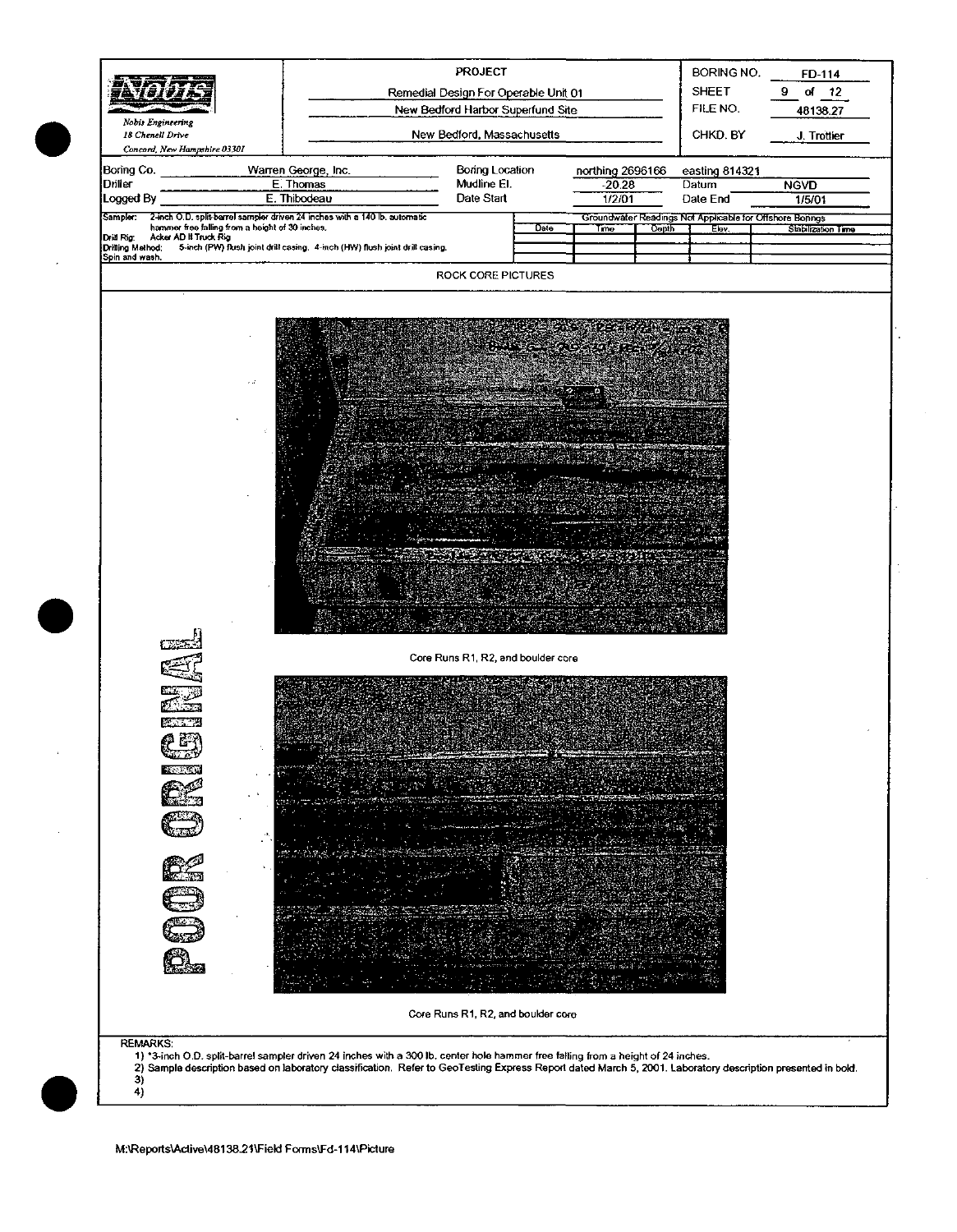| Nobis Engineering<br>18 Chenell Drive<br>Concord, New Hampshire 03301 | PROJECT<br>Remedial Design For Operable Unit 01<br>New Bedford Harbor Superfund Site<br>New Bedford, Massachusetts | BORING NO. FD-114<br>SHEET 9 of 12<br>FILE NO. 48138.27<br>CHKD. BY J. Trottier |
|---|---|---|

| Boring Co. | Warren George, Inc. | Boring Location | northing 2696166 | easting 814321 |
|---|---|---|---|---|
| Driller | E. Thomas | Mudline El. | -20.28 | Datum NGVD |
| Logged By | E. Thibodeau | Date Start | 1/2/01 | Date End 1/5/01 |

Sampler: 2-inch O.D. split-barrel sampler driven 24 inches with a 140 lb. automatic hammer free falling from a height of 30 inches.
Drill Rig: Acker AD II Truck Rig
Drilling Method: 5-inch (PW) flush joint drill casing. 4-inch (HW) flush joint drill casing. Spin and wash.

Groundwater Readings Not Applicable for Offshore Borings

| Date | Time | Depth | Elev. | Stabilization Time |
|---|---|---|---|---|
| | | | | |

ROCK CORE PICTURES

Core Runs R1, R2, and boulder core

Core Runs R1, R2, and boulder core

POOR ORIGINAL

REMARKS:

1) *3-inch O.D. split-barrel sampler driven 24 inches with a 300 lb. center hole hammer free falling from a height of 24 inches.
2) Sample description based on laboratory classification. Refer to GeoTesting Express Report dated March 5, 2001. Laboratory description presented in bold.
3)
4)

M:\Reports\Active\48138.21\Field Forms\Fd-114\Picture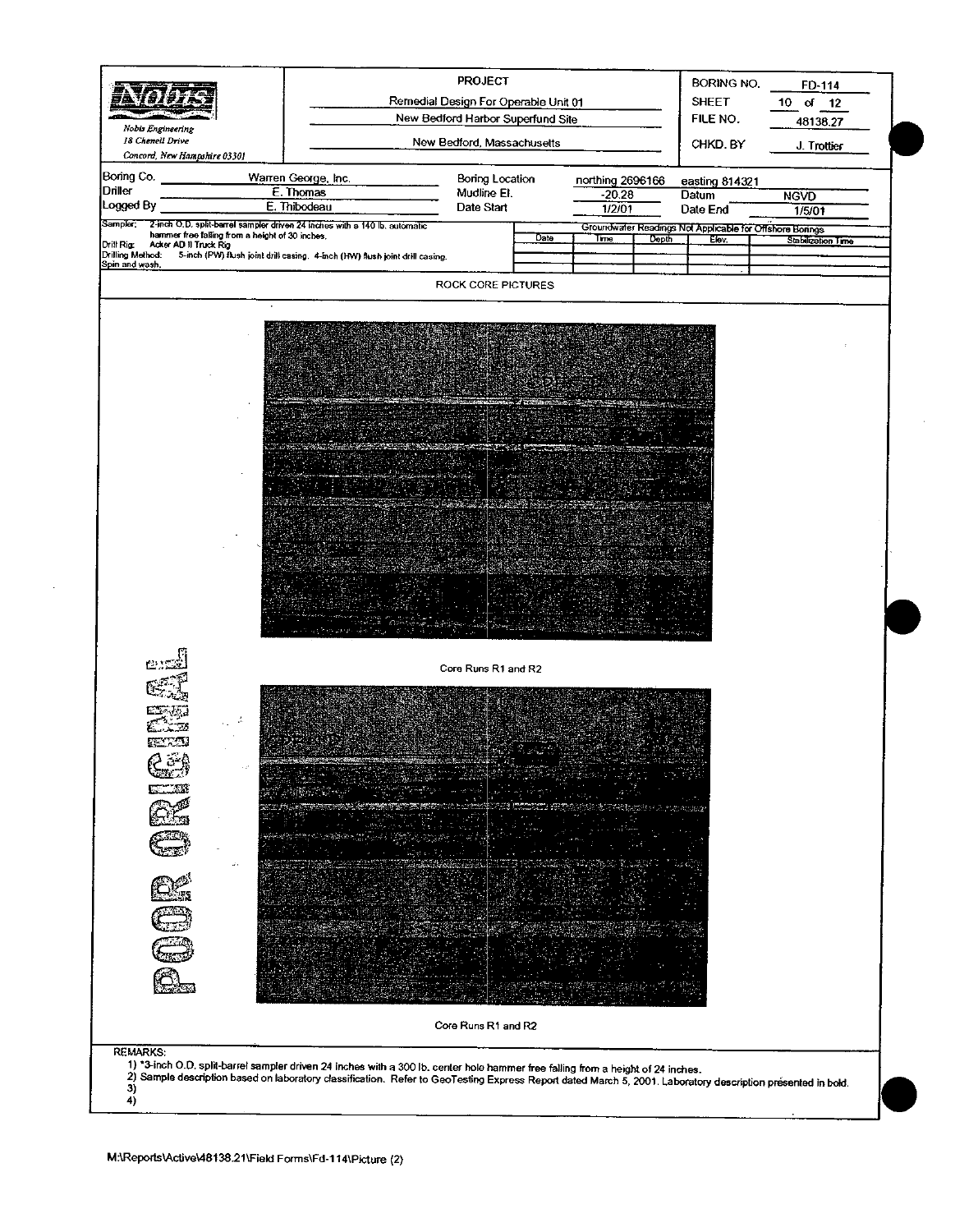| Nobis Engineering<br>18 Chenell Drive<br>Concord, New Hampshire 03301 | PROJECT<br>Remedial Design For Operable Unit 01<br>New Bedford Harbor Superfund Site<br>New Bedford, Massachusetts | BORING NO. FD-114<br>SHEET 10 of 12<br>FILE NO. 48138.27<br>CHKD. BY J. Trottier |
|---|---|---|

| Boring Co. | Warren George, Inc. | Boring Location | northing 2696166 | easting 814321 |
|---|---|---|---|---|
| Driller | E. Thomas | Mudline El. | -20.28 | Datum NGVD |
| Logged By | E. Thibodeau | Date Start | 1/2/01 | Date End 1/5/01 |

Sampler: 2-inch O.D. split-barrel sampler driven 24 inches with a 140 lb. automatic hammer free falling from a height of 30 inches.
Drill Rig: Acker AD II Truck Rig
Drilling Method: 5-inch (PW) flush joint drill casing. 4-inch (HW) flush joint drill casing. Spin and wash.

Groundwater Readings Not Applicable for Offshore Borings

| Date | Time | Depth | Elev. | Stabilization Time |
|---|---|---|---|---|
| | | | | |

## ROCK CORE PICTURES

Core Runs R1 and R2

Core Runs R1 and R2

POOR ORIGINAL

REMARKS:

1) *3-inch O.D. split-barrel sampler driven 24 inches with a 300 lb. center hole hammer free falling from a height of 24 inches.
2) Sample description based on laboratory classification. Refer to GeoTesting Express Report dated March 5, 2001. Laboratory description presented in bold.
3)
4)

M:\Reports\Active\48138.21\Field Forms\Fd-114\Picture (2)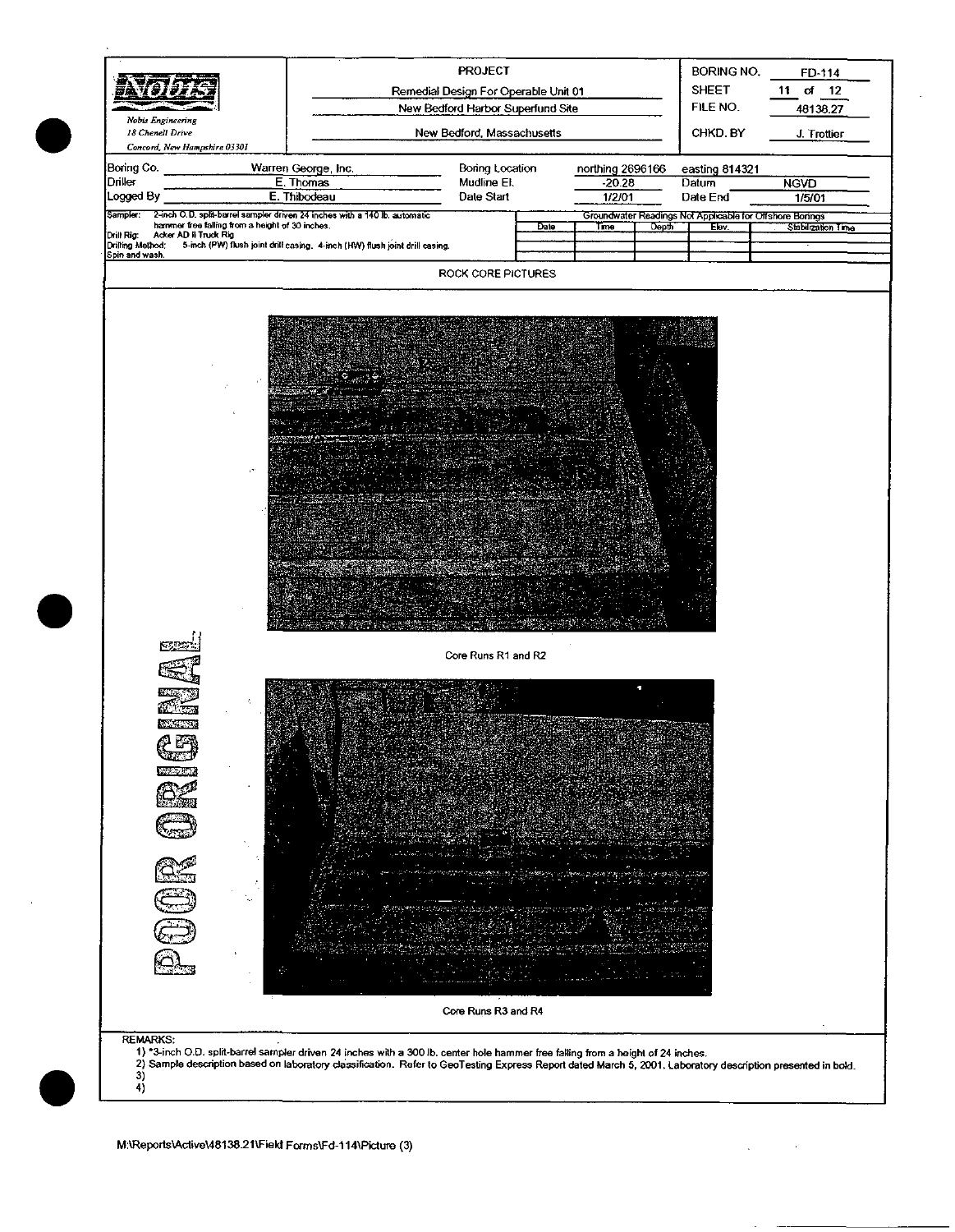**Nobis**

*Nobis Engineering*
*18 Chenell Drive*
*Concord, New Hampshire 03301*

| PROJECT | |
|---|---|
| Remedial Design For Operable Unit 01 | |
| New Bedford Harbor Superfund Site | |
| New Bedford, Massachusetts | |

| | |
|---|---|
| BORING NO. | FD-114 |
| SHEET | 11 of 12 |
| FILE NO. | 48138.27 |
| CHKD. BY | J. Trottier |

| | | | | | |
|---|---|---|---|---|---|
| Boring Co. | Warren George, Inc. | Boring Location | northing 2696166 | easting 814321 | |
| Driller | E. Thomas | Mudline El. | -20.28 | Datum | NGVD |
| Logged By | E. Thibodeau | Date Start | 1/2/01 | Date End | 1/5/01 |

Sampler: 2-inch O.D. split-barrel sampler driven 24 inches with a 140 lb. automatic hammer free falling from a height of 30 inches.
Drill Rig: Acker AD II Truck Rig
Drilling Method: 5-inch (PW) flush joint drill casing. 4-inch (HW) flush joint drill casing. Spin and wash.

Groundwater Readings Not Applicable for Offshore Borings

| Date | Time | Depth | Elev. | Stabilization Time |
|---|---|---|---|---|
| | | | | |

## ROCK CORE PICTURES

POOR ORIGINAL

Core Runs R1 and R2

Core Runs R3 and R4

REMARKS:
1) *3-inch O.D. split-barrel sampler driven 24 inches with a 300 lb. center hole hammer free falling from a height of 24 inches.
2) Sample description based on laboratory classification. Refer to GeoTesting Express Report dated March 5, 2001. Laboratory description presented in bold.
3)
4)

M:\Reports\Active\48138.21\Field Forms\Fd-114\Picture (3)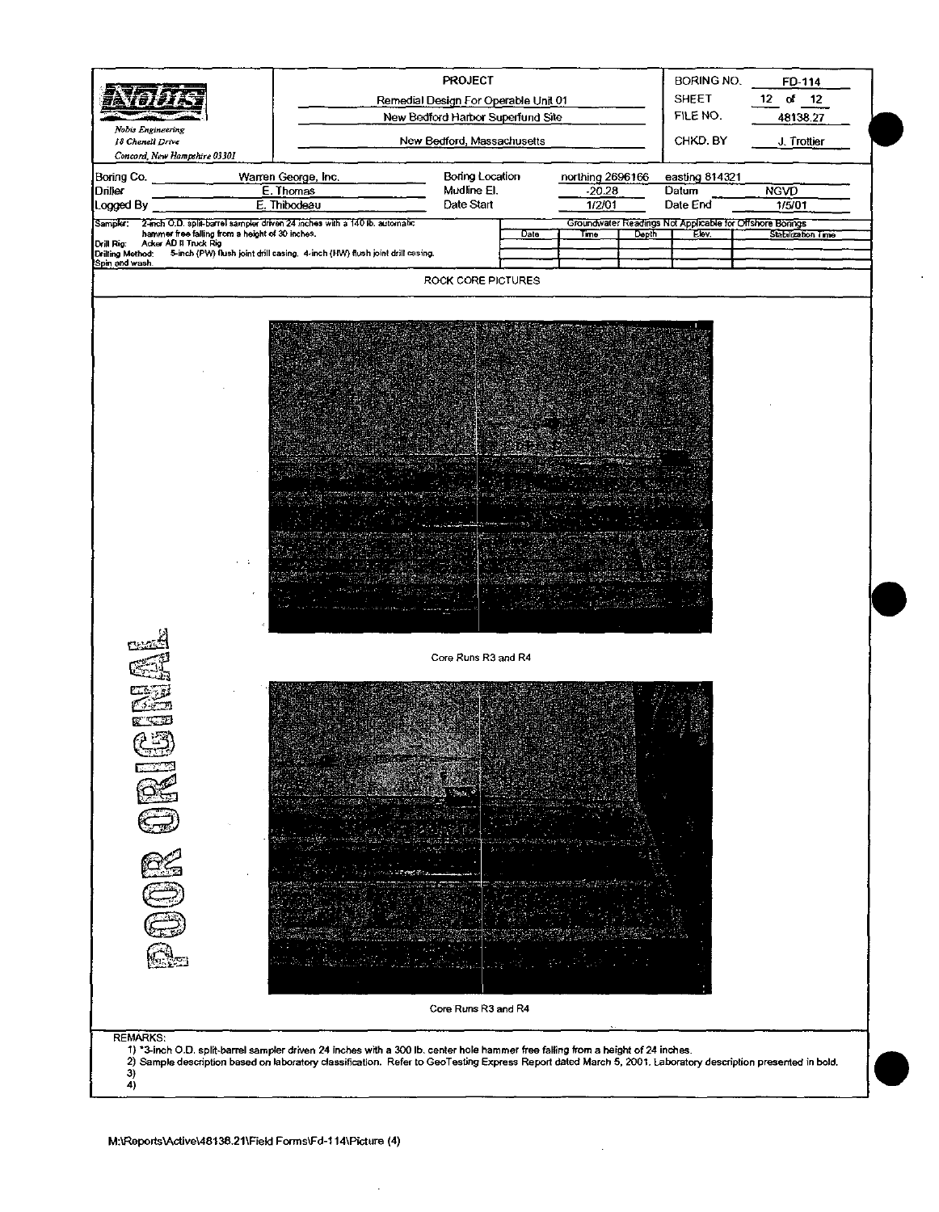| Nobis Engineering<br>18 Chenell Drive<br>Concord, New Hampshire 03301 | PROJECT<br>Remedial Design For Operable Unit 01<br>New Bedford Harbor Superfund Site<br>New Bedford, Massachusetts | BORING NO. FD-114<br>SHEET 12 of 12<br>FILE NO. 48138.27<br>CHKD. BY J. Trottier |
|---|---|---|

| | | | | | |
|---|---|---|---|---|---|
| Boring Co. | Warren George, Inc. | Boring Location | northing 2696166 | easting 814321 | |
| Driller | E. Thomas | Mudline El. | -20.28 | Datum | NGVD |
| Logged By | E. Thibodeau | Date Start | 1/2/01 | Date End | 1/5/01 |

Sampler: 2-inch O.D. split-barrel sampler driven 24 inches with a 140 lb. automatic hammer free falling from a height of 30 inches.
Drill Rig: Acker AD II Truck Rig
Drilling Method: 5-inch (PW) flush joint drill casing. 4-inch (HW) flush joint drill casing. Spin and wash.

Groundwater Readings Not Applicable for Offshore Borings

| Date | Time | Depth | Elev. | Stabilization Time |
|---|---|---|---|---|
| | | | | |

## ROCK CORE PICTURES

Core Runs R3 and R4

Core Runs R3 and R4

POOR ORIGINAL

REMARKS:
1) *3-inch O.D. split-barrel sampler driven 24 inches with a 300 lb. center hole hammer free falling from a height of 24 inches.
2) Sample description based on laboratory classification. Refer to GeoTesting Express Report dated March 5, 2001. Laboratory description presented in bold.
3)
4)

M:\Reports\Active\48138.21\Field Forms\Fd-114\Picture (4)